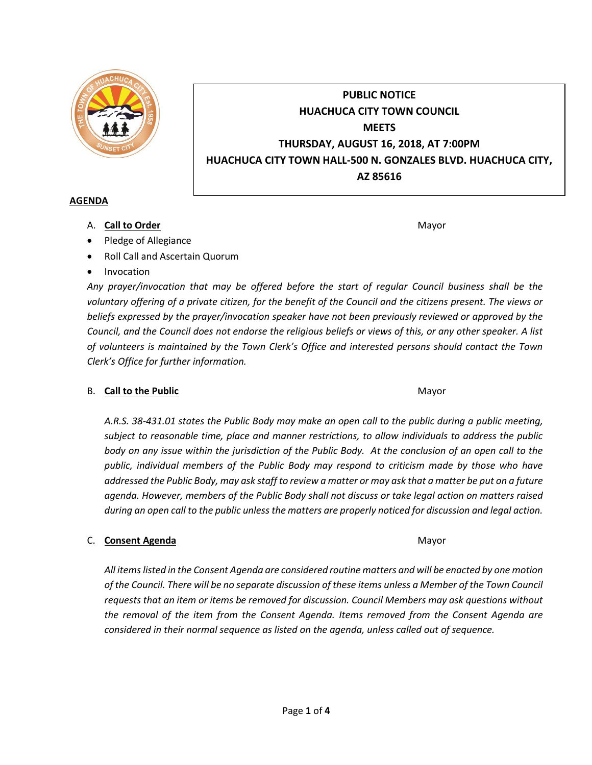**PUBLIC NOTICE**
**HUACHUCA CITY TOWN COUNCIL**
**MEETS**
**THURSDAY, AUGUST 16, 2018, AT 7:00PM**
**HUACHUCA CITY TOWN HALL-500 N. GONZALES BLVD. HUACHUCA CITY, AZ 85616**

## AGENDA

A. **Call to Order** Mayor

- Pledge of Allegiance
- Roll Call and Ascertain Quorum
- Invocation

*Any prayer/invocation that may be offered before the start of regular Council business shall be the voluntary offering of a private citizen, for the benefit of the Council and the citizens present. The views or beliefs expressed by the prayer/invocation speaker have not been previously reviewed or approved by the Council, and the Council does not endorse the religious beliefs or views of this, or any other speaker. A list of volunteers is maintained by the Town Clerk's Office and interested persons should contact the Town Clerk's Office for further information.*

B. **Call to the Public** Mayor

*A.R.S. 38-431.01 states the Public Body may make an open call to the public during a public meeting, subject to reasonable time, place and manner restrictions, to allow individuals to address the public body on any issue within the jurisdiction of the Public Body. At the conclusion of an open call to the public, individual members of the Public Body may respond to criticism made by those who have addressed the Public Body, may ask staff to review a matter or may ask that a matter be put on a future agenda. However, members of the Public Body shall not discuss or take legal action on matters raised during an open call to the public unless the matters are properly noticed for discussion and legal action.*

C. **Consent Agenda** Mayor

*All items listed in the Consent Agenda are considered routine matters and will be enacted by one motion of the Council. There will be no separate discussion of these items unless a Member of the Town Council requests that an item or items be removed for discussion. Council Members may ask questions without the removal of the item from the Consent Agenda. Items removed from the Consent Agenda are considered in their normal sequence as listed on the agenda, unless called out of sequence.*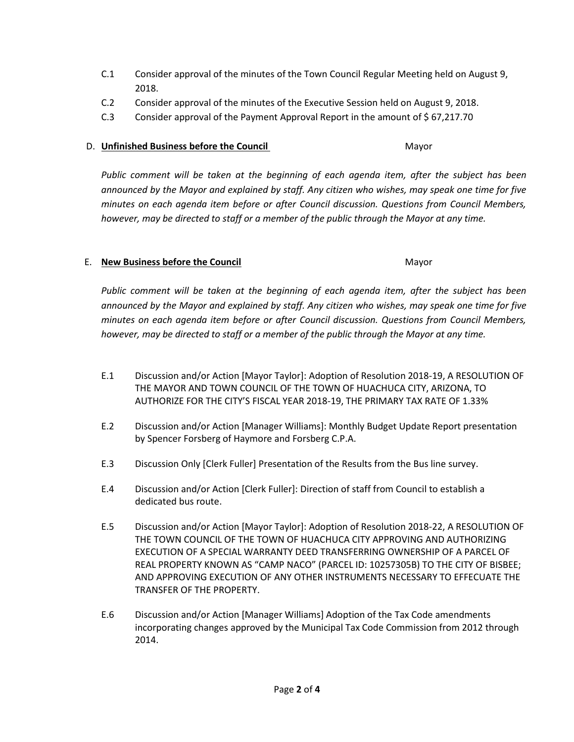- C.1 Consider approval of the minutes of the Town Council Regular Meeting held on August 9, 2018.
- C.2 Consider approval of the minutes of the Executive Session held on August 9, 2018.
- C.3 Consider approval of the Payment Approval Report in the amount of $ 67,217.70

D. **Unfinished Business before the Council** Mayor

*Public comment will be taken at the beginning of each agenda item, after the subject has been announced by the Mayor and explained by staff. Any citizen who wishes, may speak one time for five minutes on each agenda item before or after Council discussion. Questions from Council Members, however, may be directed to staff or a member of the public through the Mayor at any time.*

E. **New Business before the Council** Mayor

*Public comment will be taken at the beginning of each agenda item, after the subject has been announced by the Mayor and explained by staff. Any citizen who wishes, may speak one time for five minutes on each agenda item before or after Council discussion. Questions from Council Members, however, may be directed to staff or a member of the public through the Mayor at any time.*

- E.1 Discussion and/or Action [Mayor Taylor]: Adoption of Resolution 2018-19, A RESOLUTION OF THE MAYOR AND TOWN COUNCIL OF THE TOWN OF HUACHUCA CITY, ARIZONA, TO AUTHORIZE FOR THE CITY'S FISCAL YEAR 2018-19, THE PRIMARY TAX RATE OF 1.33%

- E.2 Discussion and/or Action [Manager Williams]: Monthly Budget Update Report presentation by Spencer Forsberg of Haymore and Forsberg C.P.A.

- E.3 Discussion Only [Clerk Fuller] Presentation of the Results from the Bus line survey.

- E.4 Discussion and/or Action [Clerk Fuller]: Direction of staff from Council to establish a dedicated bus route.

- E.5 Discussion and/or Action [Mayor Taylor]: Adoption of Resolution 2018-22, A RESOLUTION OF THE TOWN COUNCIL OF THE TOWN OF HUACHUCA CITY APPROVING AND AUTHORIZING EXECUTION OF A SPECIAL WARRANTY DEED TRANSFERRING OWNERSHIP OF A PARCEL OF REAL PROPERTY KNOWN AS "CAMP NACO" (PARCEL ID: 10257305B) TO THE CITY OF BISBEE; AND APPROVING EXECUTION OF ANY OTHER INSTRUMENTS NECESSARY TO EFFECUATE THE TRANSFER OF THE PROPERTY.

- E.6 Discussion and/or Action [Manager Williams] Adoption of the Tax Code amendments incorporating changes approved by the Municipal Tax Code Commission from 2012 through 2014.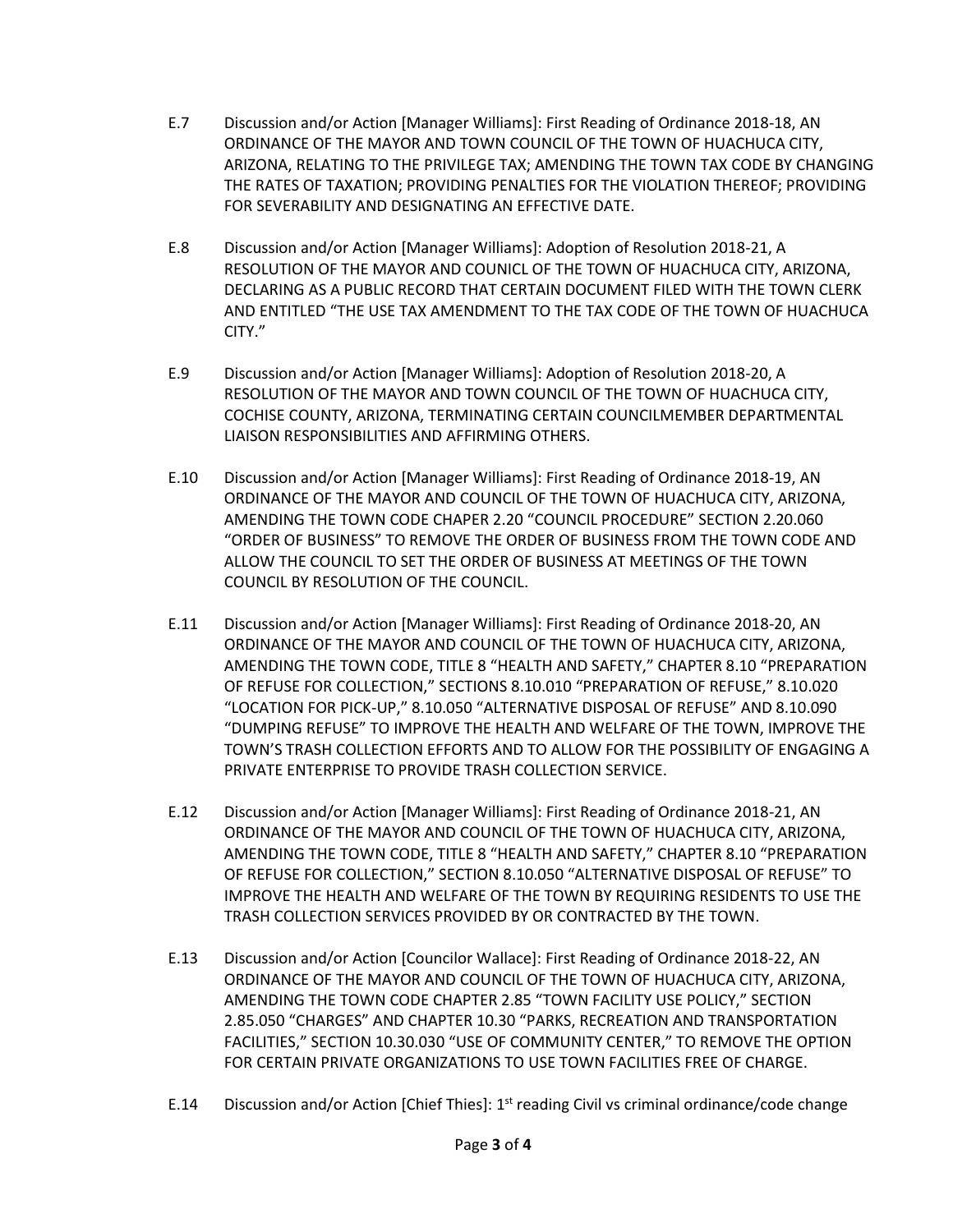E.7 Discussion and/or Action [Manager Williams]: First Reading of Ordinance 2018-18, AN ORDINANCE OF THE MAYOR AND TOWN COUNCIL OF THE TOWN OF HUACHUCA CITY, ARIZONA, RELATING TO THE PRIVILEGE TAX; AMENDING THE TOWN TAX CODE BY CHANGING THE RATES OF TAXATION; PROVIDING PENALTIES FOR THE VIOLATION THEREOF; PROVIDING FOR SEVERABILITY AND DESIGNATING AN EFFECTIVE DATE.

E.8 Discussion and/or Action [Manager Williams]: Adoption of Resolution 2018-21, A RESOLUTION OF THE MAYOR AND COUNICL OF THE TOWN OF HUACHUCA CITY, ARIZONA, DECLARING AS A PUBLIC RECORD THAT CERTAIN DOCUMENT FILED WITH THE TOWN CLERK AND ENTITLED "THE USE TAX AMENDMENT TO THE TAX CODE OF THE TOWN OF HUACHUCA CITY."

E.9 Discussion and/or Action [Manager Williams]: Adoption of Resolution 2018-20, A RESOLUTION OF THE MAYOR AND TOWN COUNCIL OF THE TOWN OF HUACHUCA CITY, COCHISE COUNTY, ARIZONA, TERMINATING CERTAIN COUNCILMEMBER DEPARTMENTAL LIAISON RESPONSIBILITIES AND AFFIRMING OTHERS.

E.10 Discussion and/or Action [Manager Williams]: First Reading of Ordinance 2018-19, AN ORDINANCE OF THE MAYOR AND COUNCIL OF THE TOWN OF HUACHUCA CITY, ARIZONA, AMENDING THE TOWN CODE CHAPER 2.20 "COUNCIL PROCEDURE" SECTION 2.20.060 "ORDER OF BUSINESS" TO REMOVE THE ORDER OF BUSINESS FROM THE TOWN CODE AND ALLOW THE COUNCIL TO SET THE ORDER OF BUSINESS AT MEETINGS OF THE TOWN COUNCIL BY RESOLUTION OF THE COUNCIL.

E.11 Discussion and/or Action [Manager Williams]: First Reading of Ordinance 2018-20, AN ORDINANCE OF THE MAYOR AND COUNCIL OF THE TOWN OF HUACHUCA CITY, ARIZONA, AMENDING THE TOWN CODE, TITLE 8 "HEALTH AND SAFETY," CHAPTER 8.10 "PREPARATION OF REFUSE FOR COLLECTION," SECTIONS 8.10.010 "PREPARATION OF REFUSE," 8.10.020 "LOCATION FOR PICK-UP," 8.10.050 "ALTERNATIVE DISPOSAL OF REFUSE" AND 8.10.090 "DUMPING REFUSE" TO IMPROVE THE HEALTH AND WELFARE OF THE TOWN, IMPROVE THE TOWN'S TRASH COLLECTION EFFORTS AND TO ALLOW FOR THE POSSIBILITY OF ENGAGING A PRIVATE ENTERPRISE TO PROVIDE TRASH COLLECTION SERVICE.

E.12 Discussion and/or Action [Manager Williams]: First Reading of Ordinance 2018-21, AN ORDINANCE OF THE MAYOR AND COUNCIL OF THE TOWN OF HUACHUCA CITY, ARIZONA, AMENDING THE TOWN CODE, TITLE 8 "HEALTH AND SAFETY," CHAPTER 8.10 "PREPARATION OF REFUSE FOR COLLECTION," SECTION 8.10.050 "ALTERNATIVE DISPOSAL OF REFUSE" TO IMPROVE THE HEALTH AND WELFARE OF THE TOWN BY REQUIRING RESIDENTS TO USE THE TRASH COLLECTION SERVICES PROVIDED BY OR CONTRACTED BY THE TOWN.

E.13 Discussion and/or Action [Councilor Wallace]: First Reading of Ordinance 2018-22, AN ORDINANCE OF THE MAYOR AND COUNCIL OF THE TOWN OF HUACHUCA CITY, ARIZONA, AMENDING THE TOWN CODE CHAPTER 2.85 "TOWN FACILITY USE POLICY," SECTION 2.85.050 "CHARGES" AND CHAPTER 10.30 "PARKS, RECREATION AND TRANSPORTATION FACILITIES," SECTION 10.30.030 "USE OF COMMUNITY CENTER," TO REMOVE THE OPTION FOR CERTAIN PRIVATE ORGANIZATIONS TO USE TOWN FACILITIES FREE OF CHARGE.

E.14 Discussion and/or Action [Chief Thies]: 1st reading Civil vs criminal ordinance/code change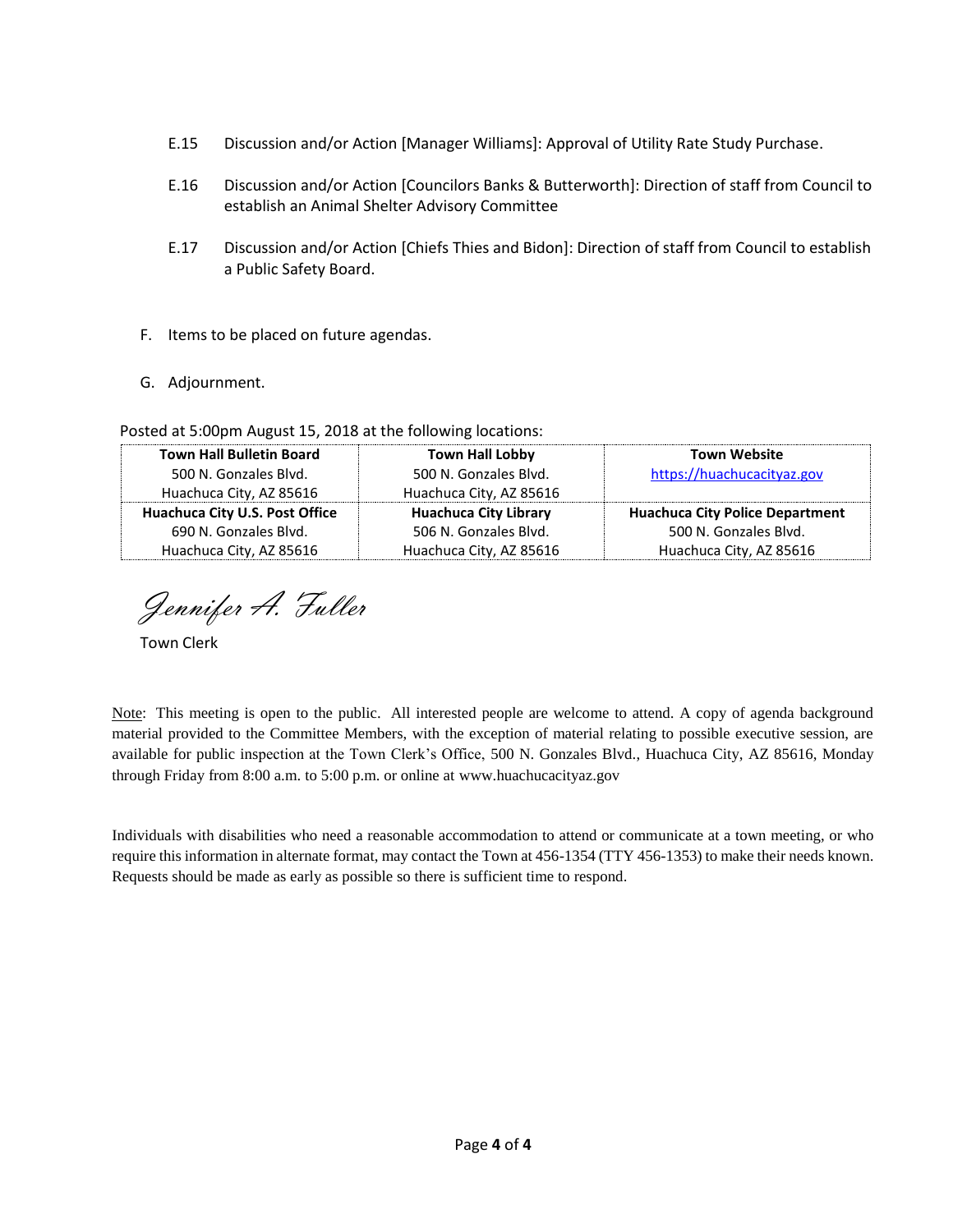E.15 Discussion and/or Action [Manager Williams]: Approval of Utility Rate Study Purchase.

E.16 Discussion and/or Action [Councilors Banks & Butterworth]: Direction of staff from Council to establish an Animal Shelter Advisory Committee

E.17 Discussion and/or Action [Chiefs Thies and Bidon]: Direction of staff from Council to establish a Public Safety Board.

F. Items to be placed on future agendas.

G. Adjournment.

Posted at 5:00pm August 15, 2018 at the following locations:

| | | |
|---|---|---|
| **Town Hall Bulletin Board**<br>500 N. Gonzales Blvd.<br>Huachuca City, AZ 85616 | **Town Hall Lobby**<br>500 N. Gonzales Blvd.<br>Huachuca City, AZ 85616 | **Town Website**<br>https://huachucacityaz.gov |
| **Huachuca City U.S. Post Office**<br>690 N. Gonzales Blvd.<br>Huachuca City, AZ 85616 | **Huachuca City Library**<br>506 N. Gonzales Blvd.<br>Huachuca City, AZ 85616 | **Huachuca City Police Department**<br>500 N. Gonzales Blvd.<br>Huachuca City, AZ 85616 |

*Jennifer A. Fuller*

Town Clerk

Note: This meeting is open to the public. All interested people are welcome to attend. A copy of agenda background material provided to the Committee Members, with the exception of material relating to possible executive session, are available for public inspection at the Town Clerk's Office, 500 N. Gonzales Blvd., Huachuca City, AZ 85616, Monday through Friday from 8:00 a.m. to 5:00 p.m. or online at www.huachucacityaz.gov

Individuals with disabilities who need a reasonable accommodation to attend or communicate at a town meeting, or who require this information in alternate format, may contact the Town at 456-1354 (TTY 456-1353) to make their needs known. Requests should be made as early as possible so there is sufficient time to respond.